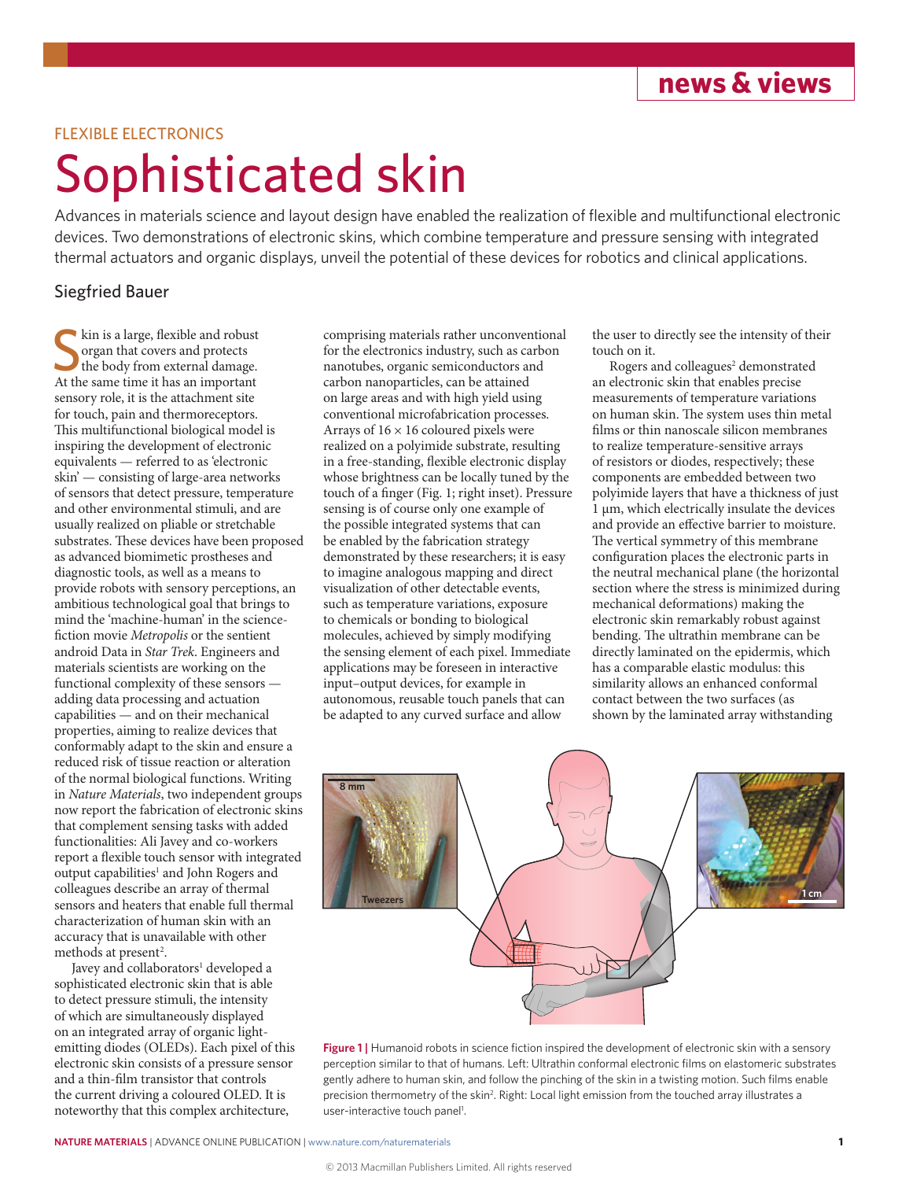FLEXIBLE ELECTRONICS

# Sophisticated skin

Advances in materials science and layout design have enabled the realization of flexible and multifunctional electronic devices. Two demonstrations of electronic skins, which combine temperature and pressure sensing with integrated thermal actuators and organic displays, unveil the potential of these devices for robotics and clinical applications.

Siegfried Bauer

Skin is a large, flexible and robust organ that covers and protects the body from external damage. At the same time it has an important sensory role, it is the attachment site for touch, pain and thermoreceptors. This multifunctional biological model is inspiring the development of electronic equivalents — referred to as 'electronic skin' — consisting of large-area networks of sensors that detect pressure, temperature and other environmental stimuli, and are usually realized on pliable or stretchable substrates. These devices have been proposed as advanced biomimetic prostheses and diagnostic tools, as well as a means to provide robots with sensory perceptions, an ambitious technological goal that brings to mind the 'machine-human' in the science-fiction movie *Metropolis* or the sentient android Data in *Star Trek*. Engineers and materials scientists are working on the functional complexity of these sensors — adding data processing and actuation capabilities — and on their mechanical properties, aiming to realize devices that conformably adapt to the skin and ensure a reduced risk of tissue reaction or alteration of the normal biological functions. Writing in *Nature Materials*, two independent groups now report the fabrication of electronic skins that complement sensing tasks with added functionalities: Ali Javey and co-workers report a flexible touch sensor with integrated output capabilities[1] and John Rogers and colleagues describe an array of thermal sensors and heaters that enable full thermal characterization of human skin with an accuracy that is unavailable with other methods at present[2].

Javey and collaborators[1] developed a sophisticated electronic skin that is able to detect pressure stimuli, the intensity of which are simultaneously displayed on an integrated array of organic light-emitting diodes (OLEDs). Each pixel of this electronic skin consists of a pressure sensor and a thin-film transistor that controls the current driving a coloured OLED. It is noteworthy that this complex architecture, comprising materials rather unconventional for the electronics industry, such as carbon nanotubes, organic semiconductors and carbon nanoparticles, can be attained on large areas and with high yield using conventional microfabrication processes. Arrays of 16 × 16 coloured pixels were realized on a polyimide substrate, resulting in a free-standing, flexible electronic display whose brightness can be locally tuned by the touch of a finger (Fig. 1; right inset). Pressure sensing is of course only one example of the possible integrated systems that can be enabled by the fabrication strategy demonstrated by these researchers; it is easy to imagine analogous mapping and direct visualization of other detectable events, such as temperature variations, exposure to chemicals or bonding to biological molecules, achieved by simply modifying the sensing element of each pixel. Immediate applications may be foreseen in interactive input–output devices, for example in autonomous, reusable touch panels that can be adapted to any curved surface and allow the user to directly see the intensity of their touch on it.

Rogers and colleagues[2] demonstrated an electronic skin that enables precise measurements of temperature variations on human skin. The system uses thin metal films or thin nanoscale silicon membranes to realize temperature-sensitive arrays of resistors or diodes, respectively; these components are embedded between two polyimide layers that have a thickness of just 1 μm, which electrically insulate the devices and provide an effective barrier to moisture. The vertical symmetry of this membrane configuration places the electronic parts in the neutral mechanical plane (the horizontal section where the stress is minimized during mechanical deformations) making the electronic skin remarkably robust against bending. The ultrathin membrane can be directly laminated on the epidermis, which has a comparable elastic modulus: this similarity allows an enhanced conformal contact between the two surfaces (as shown by the laminated array withstanding

**Figure 1 |** Humanoid robots in science fiction inspired the development of electronic skin with a sensory perception similar to that of humans. Left: Ultrathin conformal electronic films on elastomeric substrates gently adhere to human skin, and follow the pinching of the skin in a twisting motion. Such films enable precision thermometry of the skin[2]. Right: Local light emission from the touched array illustrates a user-interactive touch panel[1].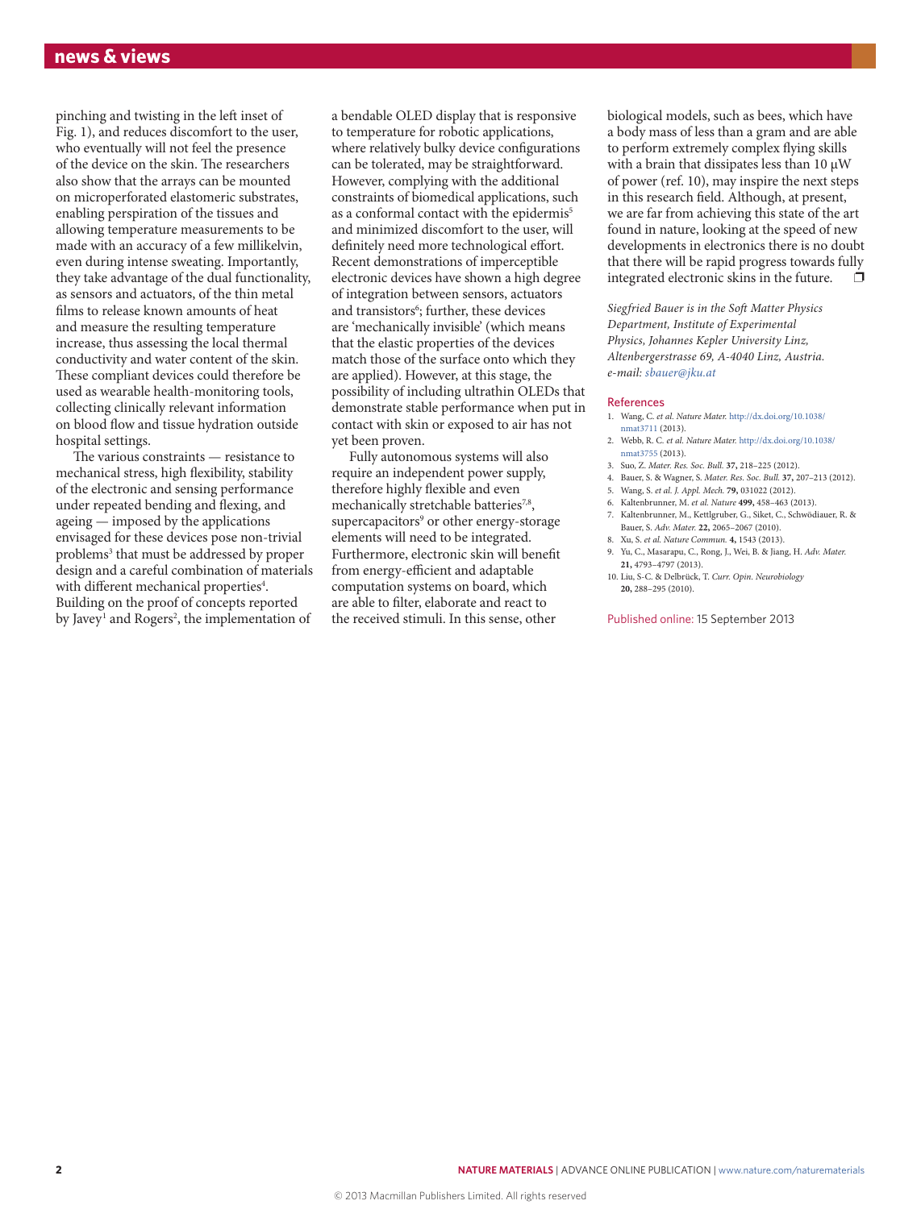pinching and twisting in the left inset of Fig. 1), and reduces discomfort to the user, who eventually will not feel the presence of the device on the skin. The researchers also show that the arrays can be mounted on microperforated elastomeric substrates, enabling perspiration of the tissues and allowing temperature measurements to be made with an accuracy of a few millikelvin, even during intense sweating. Importantly, they take advantage of the dual functionality, as sensors and actuators, of the thin metal films to release known amounts of heat and measure the resulting temperature increase, thus assessing the local thermal conductivity and water content of the skin. These compliant devices could therefore be used as wearable health-monitoring tools, collecting clinically relevant information on blood flow and tissue hydration outside hospital settings.

The various constraints — resistance to mechanical stress, high flexibility, stability of the electronic and sensing performance under repeated bending and flexing, and ageing — imposed by the applications envisaged for these devices pose non-trivial problems[3] that must be addressed by proper design and a careful combination of materials with different mechanical properties[4]. Building on the proof of concepts reported by Javey[1] and Rogers[2], the implementation of a bendable OLED display that is responsive to temperature for robotic applications, where relatively bulky device configurations can be tolerated, may be straightforward. However, complying with the additional constraints of biomedical applications, such as a conformal contact with the epidermis[5] and minimized discomfort to the user, will definitely need more technological effort. Recent demonstrations of imperceptible electronic devices have shown a high degree of integration between sensors, actuators and transistors[6]; further, these devices are 'mechanically invisible' (which means that the elastic properties of the devices match those of the surface onto which they are applied). However, at this stage, the possibility of including ultrathin OLEDs that demonstrate stable performance when put in contact with skin or exposed to air has not yet been proven.

Fully autonomous systems will also require an independent power supply, therefore highly flexible and even mechanically stretchable batteries[7,8], supercapacitors[9] or other energy-storage elements will need to be integrated. Furthermore, electronic skin will benefit from energy-efficient and adaptable computation systems on board, which are able to filter, elaborate and react to the received stimuli. In this sense, other biological models, such as bees, which have a body mass of less than a gram and are able to perform extremely complex flying skills with a brain that dissipates less than 10 μW of power (ref. 10), may inspire the next steps in this research field. Although, at present, we are far from achieving this state of the art found in nature, looking at the speed of new developments in electronics there is no doubt that there will be rapid progress towards fully integrated electronic skins in the future. ❒

*Siegfried Bauer is in the Soft Matter Physics Department, Institute of Experimental Physics, Johannes Kepler University Linz, Altenbergerstrasse 69, A-4040 Linz, Austria.*
*e-mail: sbauer@jku.at*

## References

1. Wang, C. *et al. Nature Mater.* http://dx.doi.org/10.1038/nmat3711 (2013).
2. Webb, R. C. *et al. Nature Mater.* http://dx.doi.org/10.1038/nmat3755 (2013).
3. Suo, Z. *Mater. Res. Soc. Bull.* **37,** 218–225 (2012).
4. Bauer, S. & Wagner, S. *Mater. Res. Soc. Bull.* **37,** 207–213 (2012).
5. Wang, S. *et al. J. Appl. Mech.* **79,** 031022 (2012).
6. Kaltenbrunner, M. *et al. Nature* **499,** 458–463 (2013).
7. Kaltenbrunner, M., Kettlgruber, G., Siket, C., Schwödiauer, R. & Bauer, S. *Adv. Mater.* **22,** 2065–2067 (2010).
8. Xu, S. *et al. Nature Commun.* **4,** 1543 (2013).
9. Yu, C., Masarapu, C., Rong, J., Wei, B. & Jiang, H. *Adv. Mater.* **21,** 4793–4797 (2013).
10. Liu, S-C. & Delbrück, T. *Curr. Opin. Neurobiology* **20,** 288–295 (2010).

Published online: 15 September 2013